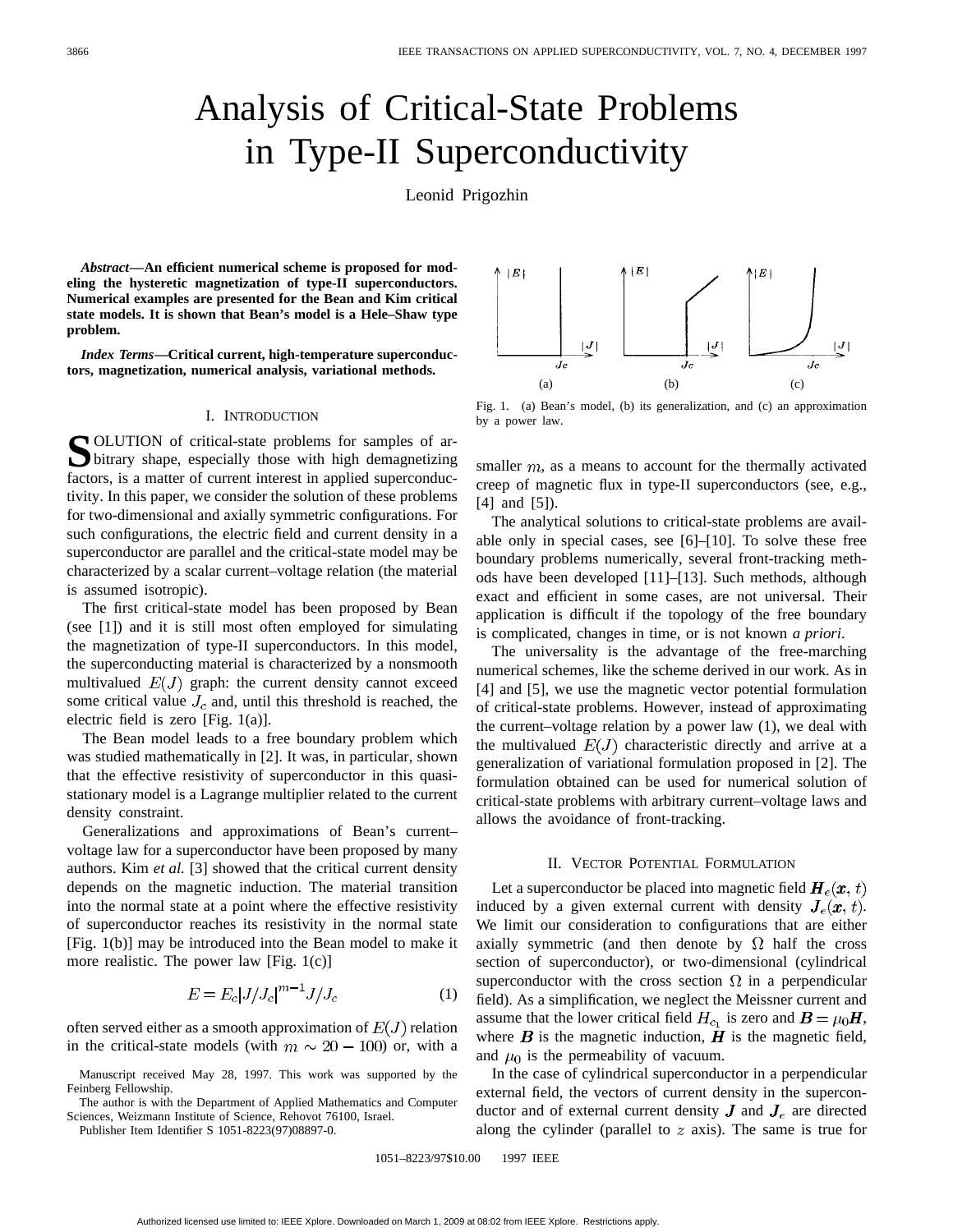# Analysis of Critical-State Problems in Type-II Superconductivity

Leonid Prigozhin

***Abstract*—An efficient numerical scheme is proposed for modeling the hysteretic magnetization of type-II superconductors. Numerical examples are presented for the Bean and Kim critical state models. It is shown that Bean's model is a Hele–Shaw type problem.**

***Index Terms*—Critical current, high-temperature superconductors, magnetization, numerical analysis, variational methods.**

## I. Introduction

Solution of critical-state problems for samples of arbitrary shape, especially those with high demagnetizing factors, is a matter of current interest in applied superconductivity. In this paper, we consider the solution of these problems for two-dimensional and axially symmetric configurations. For such configurations, the electric field and current density in a superconductor are parallel and the critical-state model may be characterized by a scalar current–voltage relation (the material is assumed isotropic).

The first critical-state model has been proposed by Bean (see [1]) and it is still most often employed for simulating the magnetization of type-II superconductors. In this model, the superconducting material is characterized by a nonsmooth multivalued $E(J)$ graph: the current density cannot exceed some critical value $J_c$ and, until this threshold is reached, the electric field is zero [Fig. 1(a)].

The Bean model leads to a free boundary problem which was studied mathematically in [2]. It was, in particular, shown that the effective resistivity of superconductor in this quasistationary model is a Lagrange multiplier related to the current density constraint.

Generalizations and approximations of Bean's current–voltage law for a superconductor have been proposed by many authors. Kim *et al.* [3] showed that the critical current density depends on the magnetic induction. The material transition into the normal state at a point where the effective resistivity of superconductor reaches its resistivity in the normal state [Fig. 1(b)] may be introduced into the Bean model to make it more realistic. The power law [Fig. 1(c)]

$$E = E_c|J/J_c|^{m-1}J/J_c \tag{1}$$

often served either as a smooth approximation of $E(J)$ relation in the critical-state models (with $m \sim 20-100$) or, with a smaller $m$, as a means to account for the thermally activated creep of magnetic flux in type-II superconductors (see, e.g., [4] and [5]).

Fig. 1. (a) Bean's model, (b) its generalization, and (c) an approximation by a power law.

The analytical solutions to critical-state problems are available only in special cases, see [6]–[10]. To solve these free boundary problems numerically, several front-tracking methods have been developed [11]–[13]. Such methods, although exact and efficient in some cases, are not universal. Their application is difficult if the topology of the free boundary is complicated, changes in time, or is not known *a priori*.

The universality is the advantage of the free-marching numerical schemes, like the scheme derived in our work. As in [4] and [5], we use the magnetic vector potential formulation of critical-state problems. However, instead of approximating the current–voltage relation by a power law (1), we deal with the multivalued $E(J)$ characteristic directly and arrive at a generalization of variational formulation proposed in [2]. The formulation obtained can be used for numerical solution of critical-state problems with arbitrary current–voltage laws and allows the avoidance of front-tracking.

## II. Vector Potential Formulation

Let a superconductor be placed into magnetic field $\boldsymbol{H}_e(\boldsymbol{x}, t)$ induced by a given external current with density $\boldsymbol{J}_e(\boldsymbol{x}, t)$. We limit our consideration to configurations that are either axially symmetric (and then denote by $\Omega$ half the cross section of superconductor), or two-dimensional (cylindrical superconductor with the cross section $\Omega$ in a perpendicular field). As a simplification, we neglect the Meissner current and assume that the lower critical field $H_{c_1}$ is zero and $\boldsymbol{B} = \mu_0\boldsymbol{H}$, where $\boldsymbol{B}$ is the magnetic induction, $\boldsymbol{H}$ is the magnetic field, and $\mu_0$ is the permeability of vacuum.

In the case of cylindrical superconductor in a perpendicular external field, the vectors of current density in the superconductor and of external current density $\boldsymbol{J}$ and $\boldsymbol{J}_e$ are directed along the cylinder (parallel to $z$ axis). The same is true for

Manuscript received May 28, 1997. This work was supported by the Feinberg Fellowship.

The author is with the Department of Applied Mathematics and Computer Sciences, Weizmann Institute of Science, Rehovot 76100, Israel.

Publisher Item Identifier S 1051-8223(97)08897-0.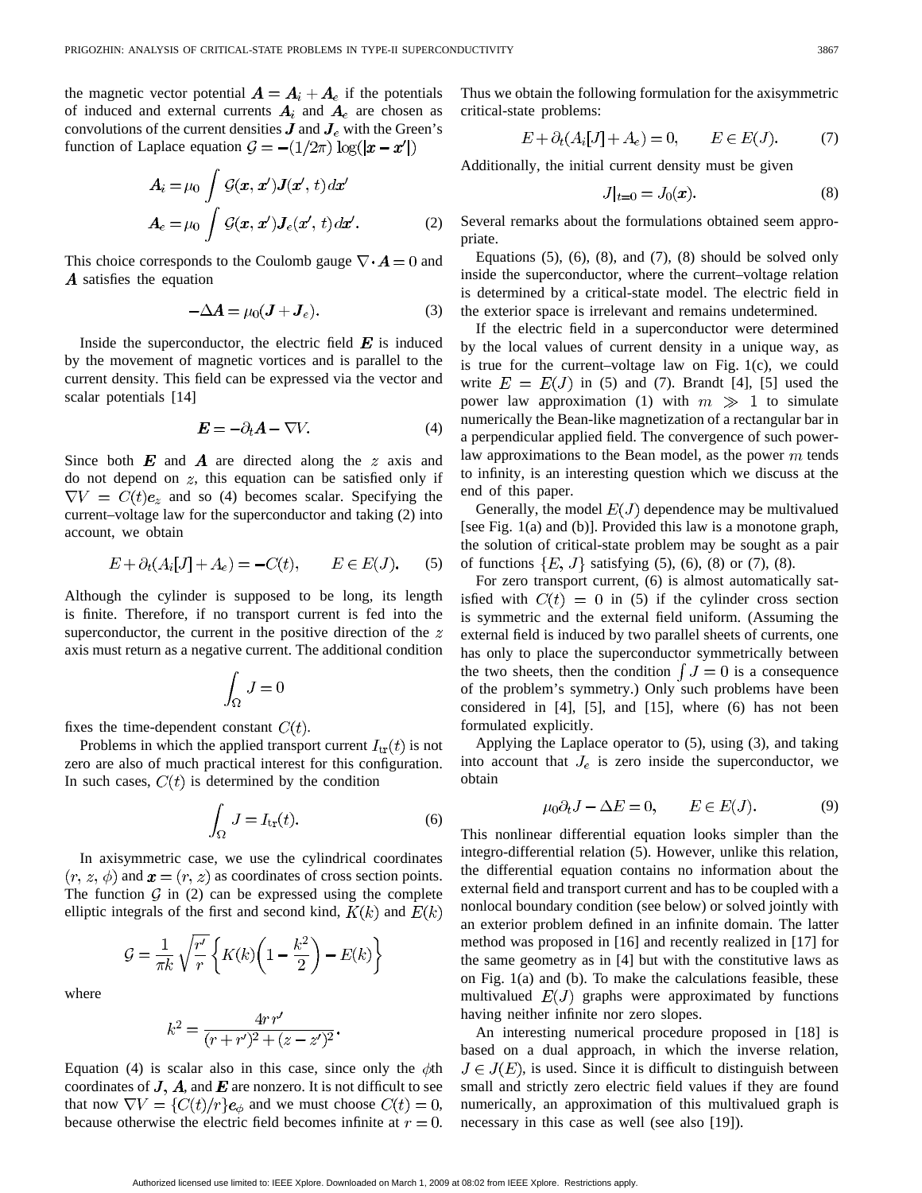the magnetic vector potential $\boldsymbol{A} = \boldsymbol{A}_i + \boldsymbol{A}_e$ if the potentials of induced and external currents $\boldsymbol{A}_i$ and $\boldsymbol{A}_e$ are chosen as convolutions of the current densities $\boldsymbol{J}$ and $\boldsymbol{J}_e$ with the Green's function of Laplace equation $\mathcal{G} = -(1/2\pi)\log(|\boldsymbol{x} - \boldsymbol{x}'|)$

$$\begin{aligned} \boldsymbol{A}_i &= \mu_0 \int \mathcal{G}(\boldsymbol{x}, \boldsymbol{x}')\boldsymbol{J}(\boldsymbol{x}', t)\, d\boldsymbol{x}' \\ \boldsymbol{A}_e &= \mu_0 \int \mathcal{G}(\boldsymbol{x}, \boldsymbol{x}')\boldsymbol{J}_e(\boldsymbol{x}', t)\, d\boldsymbol{x}'. \end{aligned} \tag{2}$$

This choice corresponds to the Coulomb gauge $\nabla \cdot \boldsymbol{A} = 0$ and $\boldsymbol{A}$ satisfies the equation

$$-\Delta \boldsymbol{A} = \mu_0(\boldsymbol{J} + \boldsymbol{J}_e). \tag{3}$$

Inside the superconductor, the electric field $\boldsymbol{E}$ is induced by the movement of magnetic vortices and is parallel to the current density. This field can be expressed via the vector and scalar potentials [14]

$$\boldsymbol{E} = -\partial_t \boldsymbol{A} - \nabla V. \tag{4}$$

Since both $\boldsymbol{E}$ and $\boldsymbol{A}$ are directed along the $z$ axis and do not depend on $z$, this equation can be satisfied only if $\nabla V = C(t)\boldsymbol{e}_z$ and so (4) becomes scalar. Specifying the current–voltage law for the superconductor and taking (2) into account, we obtain

$$E + \partial_t(A_i[J] + A_e) = -C(t), \qquad E \in E(J). \tag{5}$$

Although the cylinder is supposed to be long, its length is finite. Therefore, if no transport current is fed into the superconductor, the current in the positive direction of the $z$ axis must return as a negative current. The additional condition

$$\int_\Omega J = 0$$

fixes the time-dependent constant $C(t)$.

Problems in which the applied transport current $I_{\text{tr}}(t)$ is not zero are also of much practical interest for this configuration. In such cases, $C(t)$ is determined by the condition

$$\int_\Omega J = I_{\text{tr}}(t). \tag{6}$$

In axisymmetric case, we use the cylindrical coordinates $(r, z, \phi)$ and $\boldsymbol{x} = (r, z)$ as coordinates of cross section points. The function $\mathcal{G}$ in (2) can be expressed using the complete elliptic integrals of the first and second kind, $K(k)$ and $E(k)$

$$\mathcal{G} = \frac{1}{\pi k}\sqrt{\frac{r'}{r}}\left\{K(k)\left(1 - \frac{k^2}{2}\right) - E(k)\right\}$$

where

$$k^2 = \frac{4rr'}{(r + r')^2 + (z - z')^2}.$$

Equation (4) is scalar also in this case, since only the $\phi$th coordinates of $\boldsymbol{J}$, $\boldsymbol{A}$, and $\boldsymbol{E}$ are nonzero. It is not difficult to see that now $\nabla V = \{C(t)/r\}\boldsymbol{e}_\phi$ and we must choose $C(t) = 0$, because otherwise the electric field becomes infinite at $r = 0$. Thus we obtain the following formulation for the axisymmetric critical-state problems:

$$E + \partial_t(A_i[J] + A_e) = 0, \qquad E \in E(J). \tag{7}$$

Additionally, the initial current density must be given

$$J|_{t=0} = J_0(\boldsymbol{x}). \tag{8}$$

Several remarks about the formulations obtained seem appropriate.

Equations (5), (6), (8), and (7), (8) should be solved only inside the superconductor, where the current–voltage relation is determined by a critical-state model. The electric field in the exterior space is irrelevant and remains undetermined.

If the electric field in a superconductor were determined by the local values of current density in a unique way, as is true for the current–voltage law on Fig. 1(c), we could write $E = E(J)$ in (5) and (7). Brandt [4], [5] used the power law approximation (1) with $m \gg 1$ to simulate numerically the Bean-like magnetization of a rectangular bar in a perpendicular applied field. The convergence of such power-law approximations to the Bean model, as the power $m$ tends to infinity, is an interesting question which we discuss at the end of this paper.

Generally, the model $E(J)$ dependence may be multivalued [see Fig. 1(a) and (b)]. Provided this law is a monotone graph, the solution of critical-state problem may be sought as a pair of functions $\{E, J\}$ satisfying (5), (6), (8) or (7), (8).

For zero transport current, (6) is almost automatically satisfied with $C(t) = 0$ in (5) if the cylinder cross section is symmetric and the external field uniform. (Assuming the external field is induced by two parallel sheets of currents, one has only to place the superconductor symmetrically between the two sheets, then the condition $\int J = 0$ is a consequence of the problem's symmetry.) Only such problems have been considered in [4], [5], and [15], where (6) has not been formulated explicitly.

Applying the Laplace operator to (5), using (3), and taking into account that $J_e$ is zero inside the superconductor, we obtain

$$\mu_0 \partial_t J - \Delta E = 0, \qquad E \in E(J). \tag{9}$$

This nonlinear differential equation looks simpler than the integro-differential relation (5). However, unlike this relation, the differential equation contains no information about the external field and transport current and has to be coupled with a nonlocal boundary condition (see below) or solved jointly with an exterior problem defined in an infinite domain. The latter method was proposed in [16] and recently realized in [17] for the same geometry as in [4] but with the constitutive laws as on Fig. 1(a) and (b). To make the calculations feasible, these multivalued $E(J)$ graphs were approximated by functions having neither infinite nor zero slopes.

An interesting numerical procedure proposed in [18] is based on a dual approach, in which the inverse relation, $J \in J(E)$, is used. Since it is difficult to distinguish between small and strictly zero electric field values if they are found numerically, an approximation of this multivalued graph is necessary in this case as well (see also [19]).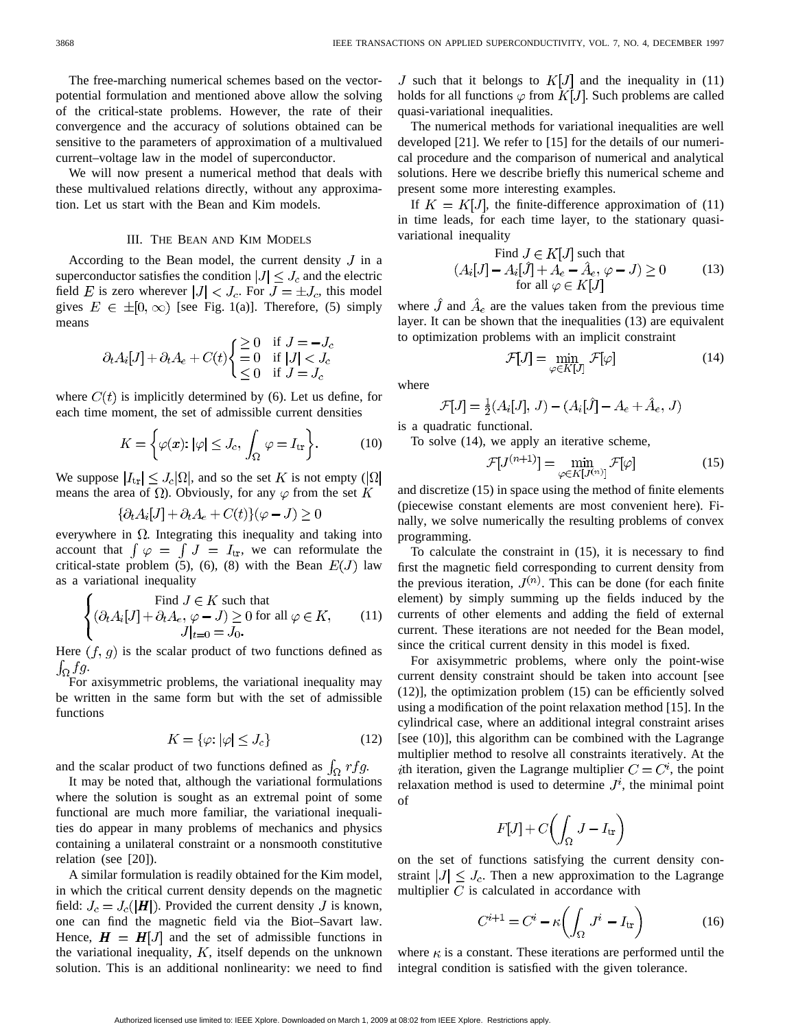The free-marching numerical schemes based on the vector-potential formulation and mentioned above allow the solving of the critical-state problems. However, the rate of their convergence and the accuracy of solutions obtained can be sensitive to the parameters of approximation of a multivalued current–voltage law in the model of superconductor.

We will now present a numerical method that deals with these multivalued relations directly, without any approximation. Let us start with the Bean and Kim models.

## III. The Bean and Kim Models

According to the Bean model, the current density $J$ in a superconductor satisfies the condition $|J| \leq J_c$ and the electric field $E$ is zero wherever $|J| < J_c$. For $J = \pm J_c$, this model gives $E \in \pm[0, \infty)$ [see Fig. 1(a)]. Therefore, (5) simply means

$$\partial_t A_i[J] + \partial_t A_e + C(t) \begin{cases} \geq 0 & \text{if } J = -J_c \\ = 0 & \text{if } |J| < J_c \\ \leq 0 & \text{if } J = J_c \end{cases}$$

where $C(t)$ is implicitly determined by (6). Let us define, for each time moment, the set of admissible current densities

$$K = \left\{ \varphi(\boldsymbol{x}) \colon |\varphi| \leq J_c, \int_\Omega \varphi = I_{\text{tr}} \right\}. \tag{10}$$

We suppose $|I_{\text{tr}}| \leq J_c |\Omega|$, and so the set $K$ is not empty ($|\Omega|$ means the area of $\Omega$). Obviously, for any $\varphi$ from the set $K$

$$\{\partial_t A_i[J] + \partial_t A_e + C(t)\}(\varphi - J) \geq 0$$

everywhere in $\Omega$. Integrating this inequality and taking into account that $\int \varphi = \int J = I_{\text{tr}}$, we can reformulate the critical-state problem (5), (6), (8) with the Bean $E(J)$ law as a variational inequality

$$\begin{cases} \text{Find } J \in K \text{ such that} \\ (\partial_t A_i[J] + \partial_t A_e, \varphi - J) \geq 0 \text{ for all } \varphi \in K, \\ J|_{t=0} = J_0. \end{cases} \tag{11}$$

Here $(f, g)$ is the scalar product of two functions defined as $\int_\Omega fg$.

For axisymmetric problems, the variational inequality may be written in the same form but with the set of admissible functions

$$K = \{\varphi \colon |\varphi| \leq J_c\} \tag{12}$$

and the scalar product of two functions defined as $\int_\Omega rfg$.

It may be noted that, although the variational formulations where the solution is sought as an extremal point of some functional are much more familiar, the variational inequalities do appear in many problems of mechanics and physics containing a unilateral constraint or a nonsmooth constitutive relation (see [20]).

A similar formulation is readily obtained for the Kim model, in which the critical current density depends on the magnetic field: $J_c = J_c(|\boldsymbol{H}|)$. Provided the current density $J$ is known, one can find the magnetic field via the Biot–Savart law. Hence, $\boldsymbol{H} = \boldsymbol{H}[J]$ and the set of admissible functions in the variational inequality, $K$, itself depends on the unknown solution. This is an additional nonlinearity: we need to find $J$ such that it belongs to $K[J]$ and the inequality in (11) holds for all functions $\varphi$ from $K[J]$. Such problems are called quasi-variational inequalities.

The numerical methods for variational inequalities are well developed [21]. We refer to [15] for the details of our numerical procedure and the comparison of numerical and analytical solutions. Here we describe briefly this numerical scheme and present some more interesting examples.

If $K = K[J]$, the finite-difference approximation of (11) in time leads, for each time layer, to the stationary quasi-variational inequality

$$\begin{gathered} \text{Find } J \in K[J] \text{ such that} \\ (A_i[J] - A_i[\hat{J}] + A_e - \hat{A}_e, \varphi - J) \geq 0 \\ \text{for all } \varphi \in K[J] \end{gathered} \tag{13}$$

where $\hat{J}$ and $\hat{A}_e$ are the values taken from the previous time layer. It can be shown that the inequalities (13) are equivalent to optimization problems with an implicit constraint

$$\mathcal{F}[J] = \min_{\varphi \in K[J]} \mathcal{F}[\varphi] \tag{14}$$

where

$$\mathcal{F}[J] = \tfrac{1}{2}(A_i[J], J) - (A_i[\hat{J}] - A_e + \hat{A}_e, J)$$

is a quadratic functional.

To solve (14), we apply an iterative scheme,

$$\mathcal{F}[J^{(n+1)}] = \min_{\varphi \in K[J^{(n)}]} \mathcal{F}[\varphi] \tag{15}$$

and discretize (15) in space using the method of finite elements (piecewise constant elements are most convenient here). Finally, we solve numerically the resulting problems of convex programming.

To calculate the constraint in (15), it is necessary to find first the magnetic field corresponding to current density from the previous iteration, $J^{(n)}$. This can be done (for each finite element) by simply summing up the fields induced by the currents of other elements and adding the field of external current. These iterations are not needed for the Bean model, since the critical current density in this model is fixed.

For axisymmetric problems, where only the point-wise current density constraint should be taken into account [see (12)], the optimization problem (15) can be efficiently solved using a modification of the point relaxation method [15]. In the cylindrical case, where an additional integral constraint arises [see (10)], this algorithm can be combined with the Lagrange multiplier method to resolve all constraints iteratively. At the $i$th iteration, given the Lagrange multiplier $C = C^i$, the point relaxation method is used to determine $J^i$, the minimal point of

$$F[J] + C\left(\int_\Omega J - I_{\text{tr}}\right)$$

on the set of functions satisfying the current density constraint $|J| \leq J_c$. Then a new approximation to the Lagrange multiplier $C$ is calculated in accordance with

$$C^{i+1} = C^i - \kappa\left(\int_\Omega J^i - I_{\text{tr}}\right) \tag{16}$$

where $\kappa$ is a constant. These iterations are performed until the integral condition is satisfied with the given tolerance.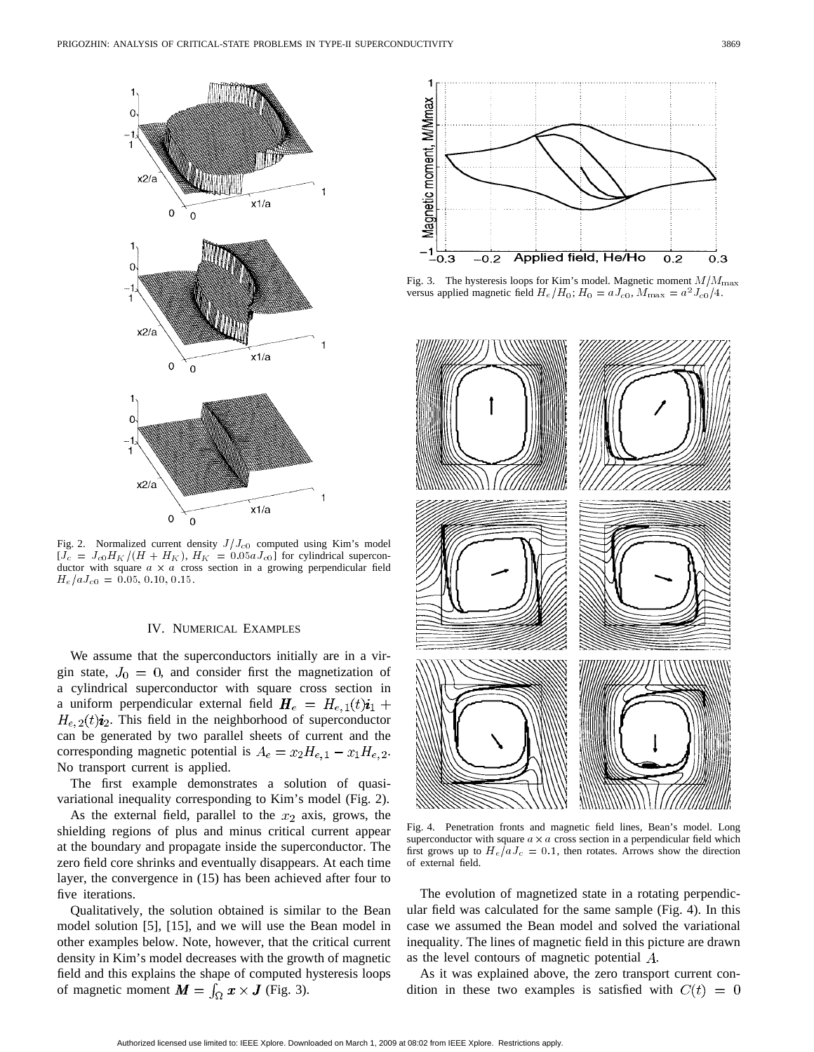Fig. 2. Normalized current density $J/J_{c0}$ computed using Kim's model $[J_c = J_{c0}H_K/(H + H_K),\ H_K = 0.05aJ_{c0}]$ for cylindrical superconductor with square $a \times a$ cross section in a growing perpendicular field $H_e/aJ_{c0} = 0.05, 0.10, 0.15$.

## IV. Numerical Examples

We assume that the superconductors initially are in a virgin state, $J_0 = 0$, and consider first the magnetization of a cylindrical superconductor with square cross section in a uniform perpendicular external field $\boldsymbol{H}_e = H_{e,1}(t)\boldsymbol{i}_1 + H_{e,2}(t)\boldsymbol{i}_2$. This field in the neighborhood of superconductor can be generated by two parallel sheets of current and the corresponding magnetic potential is $A_e = x_2 H_{e,1} - x_1 H_{e,2}$. No transport current is applied.

The first example demonstrates a solution of quasi-variational inequality corresponding to Kim's model (Fig. 2).

As the external field, parallel to the $x_2$ axis, grows, the shielding regions of plus and minus critical current appear at the boundary and propagate inside the superconductor. The zero field core shrinks and eventually disappears. At each time layer, the convergence in (15) has been achieved after four to five iterations.

Qualitatively, the solution obtained is similar to the Bean model solution [5], [15], and we will use the Bean model in other examples below. Note, however, that the critical current density in Kim's model decreases with the growth of magnetic field and this explains the shape of computed hysteresis loops of magnetic moment $\boldsymbol{M} = \int_\Omega \boldsymbol{x} \times \boldsymbol{J}$ (Fig. 3).

Fig. 3. The hysteresis loops for Kim's model. Magnetic moment $M/M_{\max}$ versus applied magnetic field $H_e/H_0$; $H_0 = aJ_{c0}$, $M_{\max} = a^2 J_{c0}/4$.

Fig. 4. Penetration fronts and magnetic field lines, Bean's model. Long superconductor with square $a \times a$ cross section in a perpendicular field which first grows up to $H_e/aJ_c = 0.1$, then rotates. Arrows show the direction of external field.

The evolution of magnetized state in a rotating perpendicular field was calculated for the same sample (Fig. 4). In this case we assumed the Bean model and solved the variational inequality. The lines of magnetic field in this picture are drawn as the level contours of magnetic potential $A$.

As it was explained above, the zero transport current condition in these two examples is satisfied with $C(t) = 0$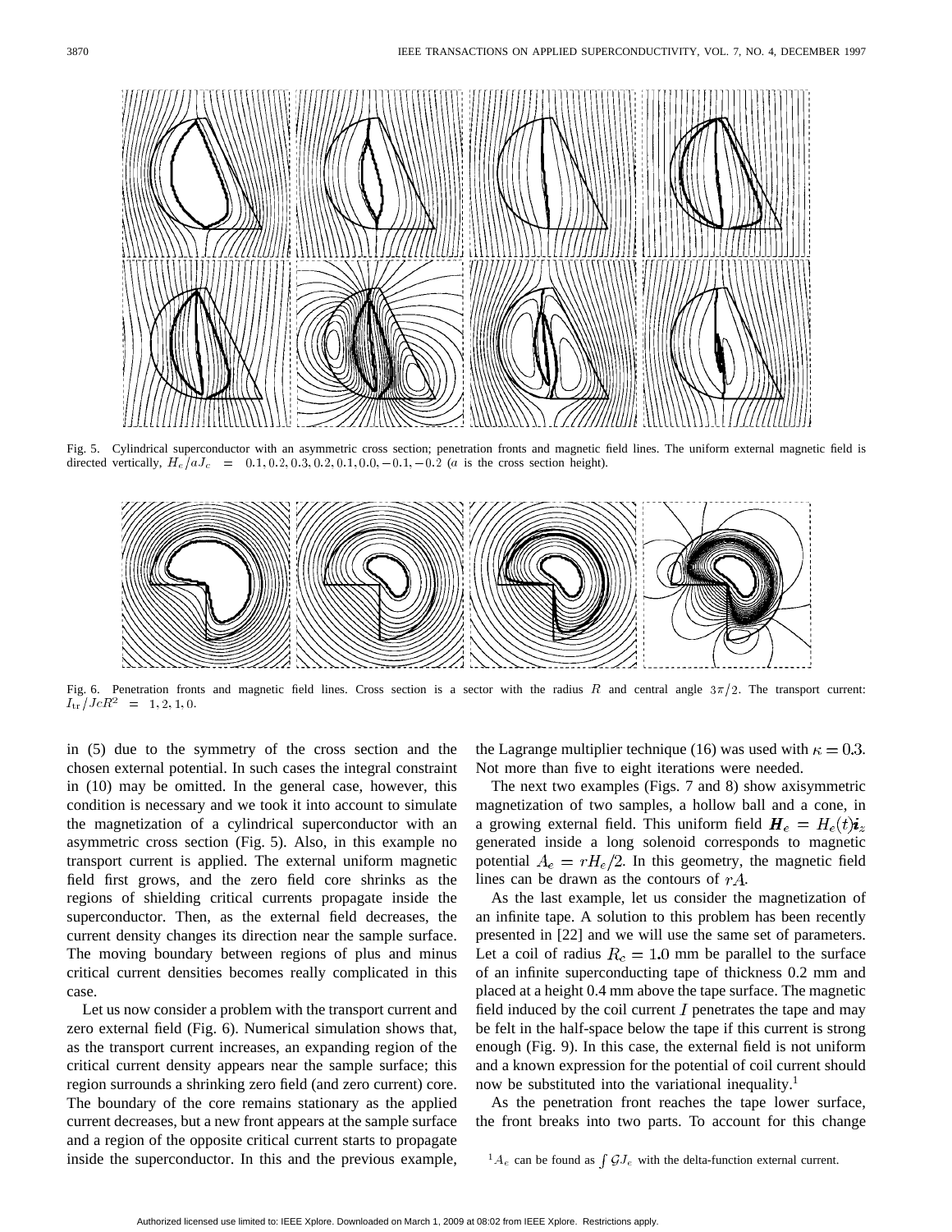Fig. 5. Cylindrical superconductor with an asymmetric cross section; penetration fronts and magnetic field lines. The uniform external magnetic field is directed vertically, $H_e/aJ_c = 0.1, 0.2, 0.3, 0.2, 0.1, 0.0, -0.1, -0.2$ ($a$ is the cross section height).

Fig. 6. Penetration fronts and magnetic field lines. Cross section is a sector with the radius $R$ and central angle $3\pi/2$. The transport current: $I_{\rm tr}/JcR^2 = 1, 2, 1, 0$.

in (5) due to the symmetry of the cross section and the chosen external potential. In such cases the integral constraint in (10) may be omitted. In the general case, however, this condition is necessary and we took it into account to simulate the magnetization of a cylindrical superconductor with an asymmetric cross section (Fig. 5). Also, in this example no transport current is applied. The external uniform magnetic field first grows, and the zero field core shrinks as the regions of shielding critical currents propagate inside the superconductor. Then, as the external field decreases, the current density changes its direction near the sample surface. The moving boundary between regions of plus and minus critical current densities becomes really complicated in this case.

Let us now consider a problem with the transport current and zero external field (Fig. 6). Numerical simulation shows that, as the transport current increases, an expanding region of the critical current density appears near the sample surface; this region surrounds a shrinking zero field (and zero current) core. The boundary of the core remains stationary as the applied current decreases, but a new front appears at the sample surface and a region of the opposite critical current starts to propagate inside the superconductor. In this and the previous example, the Lagrange multiplier technique (16) was used with $\kappa = 0.3$. Not more than five to eight iterations were needed.

The next two examples (Figs. 7 and 8) show axisymmetric magnetization of two samples, a hollow ball and a cone, in a growing external field. This uniform field $\boldsymbol{H}_e = H_e(t)\boldsymbol{i}_z$ generated inside a long solenoid corresponds to magnetic potential $A_e = rH_e/2$. In this geometry, the magnetic field lines can be drawn as the contours of $rA$.

As the last example, let us consider the magnetization of an infinite tape. A solution to this problem has been recently presented in [22] and we will use the same set of parameters. Let a coil of radius $R_c = 1.0$ mm be parallel to the surface of an infinite superconducting tape of thickness 0.2 mm and placed at a height 0.4 mm above the tape surface. The magnetic field induced by the coil current $I$ penetrates the tape and may be felt in the half-space below the tape if this current is strong enough (Fig. 9). In this case, the external field is not uniform and a known expression for the potential of coil current should now be substituted into the variational inequality.[1]

As the penetration front reaches the tape lower surface, the front breaks into two parts. To account for this change

[1] $A_e$ can be found as $\int \mathcal{G}J_e$ with the delta-function external current.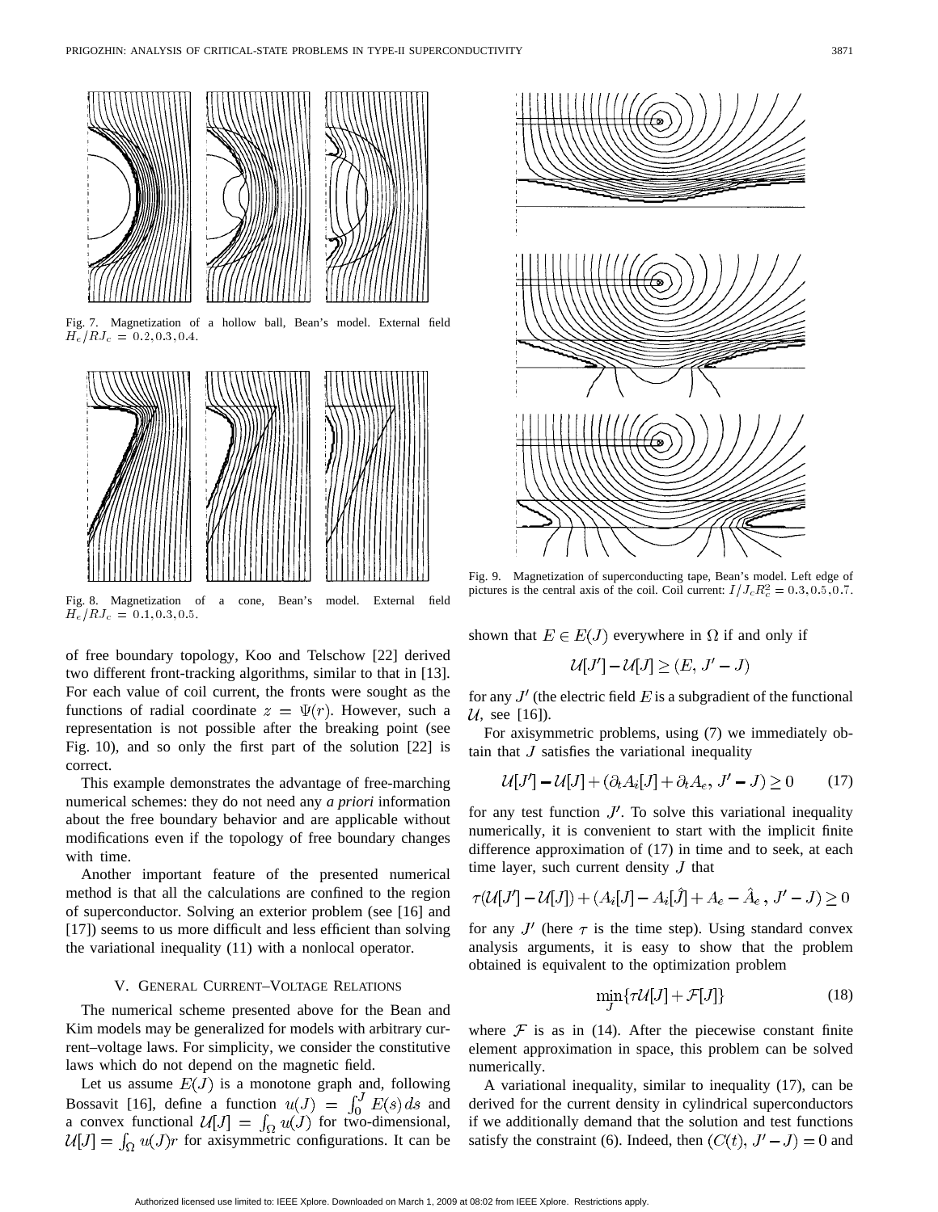Fig. 7. Magnetization of a hollow ball, Bean's model. External field $H_e/RJ_c = 0.2, 0.3, 0.4$.

Fig. 8. Magnetization of a cone, Bean's model. External field $H_e/RJ_c = 0.1, 0.3, 0.5$.

Fig. 9. Magnetization of superconducting tape, Bean's model. Left edge of pictures is the central axis of the coil. Coil current: $I/J_cR_c^2 = 0.3, 0.5, 0.7$.

of free boundary topology, Koo and Telschow [22] derived two different front-tracking algorithms, similar to that in [13]. For each value of coil current, the fronts were sought as the functions of radial coordinate $z = \Psi(r)$. However, such a representation is not possible after the breaking point (see Fig. 10), and so only the first part of the solution [22] is correct.

This example demonstrates the advantage of free-marching numerical schemes: they do not need any *a priori* information about the free boundary behavior and are applicable without modifications even if the topology of free boundary changes with time.

Another important feature of the presented numerical method is that all the calculations are confined to the region of superconductor. Solving an exterior problem (see [16] and [17]) seems to us more difficult and less efficient than solving the variational inequality (11) with a nonlocal operator.

## V. General Current–Voltage Relations

The numerical scheme presented above for the Bean and Kim models may be generalized for models with arbitrary current–voltage laws. For simplicity, we consider the constitutive laws which do not depend on the magnetic field.

Let us assume $E(J)$ is a monotone graph and, following Bossavit [16], define a function $u(J) = \int_0^J E(s)\,ds$ and a convex functional $\mathcal{U}[J] = \int_\Omega u(J)$ for two-dimensional, $\mathcal{U}[J] = \int_\Omega u(J)r$ for axisymmetric configurations. It can be shown that $E \in E(J)$ everywhere in $\Omega$ if and only if

$$\mathcal{U}[J'] - \mathcal{U}[J] \geq (E,\, J' - J)$$

for any $J'$ (the electric field $E$ is a subgradient of the functional $\mathcal{U}$, see [16]).

For axisymmetric problems, using (7) we immediately obtain that $J$ satisfies the variational inequality

$$\mathcal{U}[J'] - \mathcal{U}[J] + (\partial_t A_i[J] + \partial_t A_e,\, J' - J) \geq 0 \tag{17}$$

for any test function $J'$. To solve this variational inequality numerically, it is convenient to start with the implicit finite difference approximation of (17) in time and to seek, at each time layer, such current density $J$ that

$$\tau(\mathcal{U}[J'] - \mathcal{U}[J]) + (A_i[J] - A_i[\hat{J}] + A_e - \hat{A}_e\,,\, J' - J) \geq 0$$

for any $J'$ (here $\tau$ is the time step). Using standard convex analysis arguments, it is easy to show that the problem obtained is equivalent to the optimization problem

$$\min_J \{\tau\mathcal{U}[J] + \mathcal{F}[J]\} \tag{18}$$

where $\mathcal{F}$ is as in (14). After the piecewise constant finite element approximation in space, this problem can be solved numerically.

A variational inequality, similar to inequality (17), can be derived for the current density in cylindrical superconductors if we additionally demand that the solution and test functions satisfy the constraint (6). Indeed, then $(C(t),\, J' - J) = 0$ and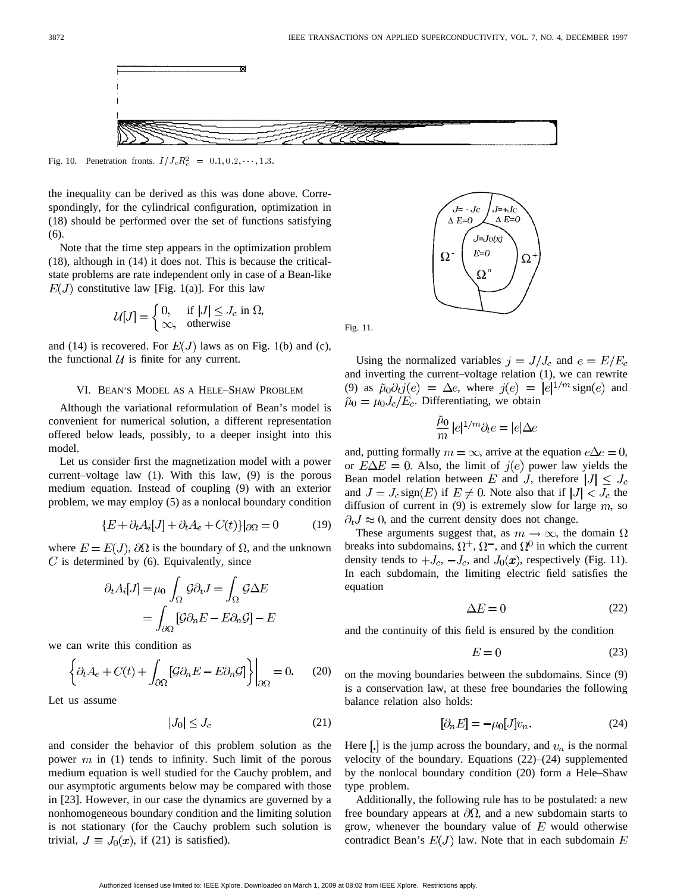Fig. 10. Penetration fronts. $I/J_cR_c^2 = 0.1, 0.2, \cdots, 1.3$.

the inequality can be derived as this was done above. Correspondingly, for the cylindrical configuration, optimization in (18) should be performed over the set of functions satisfying (6).

Note that the time step appears in the optimization problem (18), although in (14) it does not. This is because the critical-state problems are rate independent only in case of a Bean-like $E(J)$ constitutive law [Fig. 1(a)]. For this law

$$\mathcal{U}[J] = \begin{cases} 0, & \text{if } |J| \leq J_c \text{ in } \Omega, \\ \infty, & \text{otherwise} \end{cases}$$

and (14) is recovered. For $E(J)$ laws as on Fig. 1(b) and (c), the functional $\mathcal{U}$ is finite for any current.

## VI. Bean's Model as a Hele–Shaw Problem

Although the variational reformulation of Bean's model is convenient for numerical solution, a different representation offered below leads, possibly, to a deeper insight into this model.

Let us consider first the magnetization model with a power current–voltage law (1). With this law, (9) is the porous medium equation. Instead of coupling (9) with an exterior problem, we may employ (5) as a nonlocal boundary condition

$$\{E + \partial_t A_i[J] + \partial_t A_e + C(t)\}|_{\partial\Omega} = 0 \tag{19}$$

where $E = E(J)$, $\partial\Omega$ is the boundary of $\Omega$, and the unknown $C$ is determined by (6). Equivalently, since

$$\begin{aligned}\partial_t A_i[J] &= \mu_0 \int_\Omega \mathcal{G}\partial_t J = \int_\Omega \mathcal{G}\Delta E \\ &= \int_{\partial\Omega} [\mathcal{G}\partial_n E - E\partial_n \mathcal{G}] - E\end{aligned}$$

we can write this condition as

$$\left\{\partial_t A_e + C(t) + \int_{\partial\Omega} [\mathcal{G}\partial_n E - E\partial_n \mathcal{G}]\right\}\Big|_{\partial\Omega} = 0. \tag{20}$$

Let us assume

$$|J_0| \leq J_c \tag{21}$$

and consider the behavior of this problem solution as the power $m$ in (1) tends to infinity. Such limit of the porous medium equation is well studied for the Cauchy problem, and our asymptotic arguments below may be compared with those in [23]. However, in our case the dynamics are governed by a nonhomogeneous boundary condition and the limiting solution is not stationary (for the Cauchy problem such solution is trivial, $J \equiv J_0(\boldsymbol{x})$, if (21) is satisfied).

Fig. 11.

Using the normalized variables $j = J/J_c$ and $e = E/E_c$ and inverting the current–voltage relation (1), we can rewrite (9) as $\tilde{\mu}_0 \partial_t j(e) = \Delta e$, where $j(e) = |e|^{1/m}\,\mathrm{sign}(e)$ and $\tilde{\mu}_0 = \mu_0 J_c/E_c$. Differentiating, we obtain

$$\frac{\tilde{\mu}_0}{m} |e|^{1/m} \partial_t e = |e|\Delta e$$

and, putting formally $m = \infty$, arrive at the equation $e\Delta e = 0$, or $E\Delta E = 0$. Also, the limit of $j(e)$ power law yields the Bean model relation between $E$ and $J$, therefore $|J| \leq J_c$ and $J = J_c\,\mathrm{sign}(E)$ if $E \neq 0$. Note also that if $|J| < J_c$ the diffusion of current in (9) is extremely slow for large $m$, so $\partial_t J \approx 0$, and the current density does not change.

These arguments suggest that, as $m \to \infty$, the domain $\Omega$ breaks into subdomains, $\Omega^+$, $\Omega^-$, and $\Omega^0$ in which the current density tends to $+J_c$, $-J_c$, and $J_0(\boldsymbol{x})$, respectively (Fig. 11). In each subdomain, the limiting electric field satisfies the equation

$$\Delta E = 0 \tag{22}$$

and the continuity of this field is ensured by the condition

$$E = 0 \tag{23}$$

on the moving boundaries between the subdomains. Since (9) is a conservation law, at these free boundaries the following balance relation also holds:

$$[\partial_n E] = -\mu_0 [J] v_n. \tag{24}$$

Here $[.]$ is the jump across the boundary, and $v_n$ is the normal velocity of the boundary. Equations (22)–(24) supplemented by the nonlocal boundary condition (20) form a Hele–Shaw type problem.

Additionally, the following rule has to be postulated: a new free boundary appears at $\partial\Omega$, and a new subdomain starts to grow, whenever the boundary value of $E$ would otherwise contradict Bean's $E(J)$ law. Note that in each subdomain $E$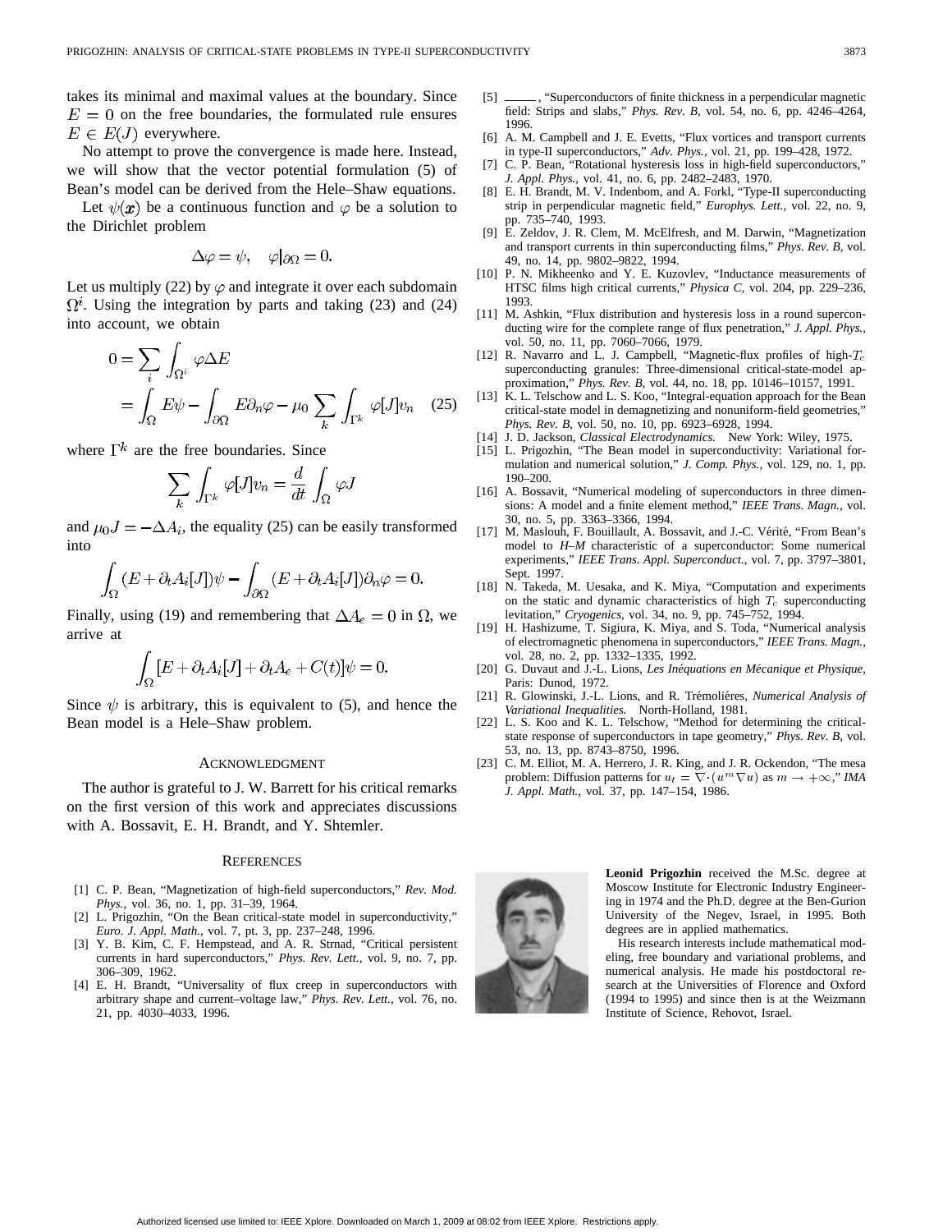takes its minimal and maximal values at the boundary. Since $E = 0$ on the free boundaries, the formulated rule ensures $E \in E(J)$ everywhere.

No attempt to prove the convergence is made here. Instead, we will show that the vector potential formulation (5) of Bean's model can be derived from the Hele–Shaw equations.

Let $\psi(\boldsymbol{x})$ be a continuous function and $\varphi$ be a solution to the Dirichlet problem

$$\Delta\varphi = \psi, \quad \varphi|_{\partial\Omega} = 0.$$

Let us multiply (22) by $\varphi$ and integrate it over each subdomain $\Omega^i$. Using the integration by parts and taking (23) and (24) into account, we obtain

$$\begin{aligned} 0 &= \sum_i \int_{\Omega^i} \varphi \Delta E \\ &= \int_\Omega E\psi - \int_{\partial\Omega} E \partial_n \varphi - \mu_0 \sum_k \int_{\Gamma^k} \varphi [J] v_n \end{aligned} \quad (25)$$

where $\Gamma^k$ are the free boundaries. Since

$$\sum_k \int_{\Gamma^k} \varphi [J] v_n = \frac{d}{dt} \int_\Omega \varphi J$$

and $\mu_0 J = -\Delta A_i$, the equality (25) can be easily transformed into

$$\int_\Omega (E + \partial_t A_i[J])\psi - \int_{\partial\Omega} (E + \partial_t A_i[J]) \partial_n \varphi = 0.$$

Finally, using (19) and remembering that $\Delta A_e = 0$ in $\Omega$, we arrive at

$$\int_\Omega [E + \partial_t A_i[J] + \partial_t A_e + C(t)]\psi = 0.$$

Since $\psi$ is arbitrary, this is equivalent to (5), and hence the Bean model is a Hele–Shaw problem.

## Acknowledgment

The author is grateful to J. W. Barrett for his critical remarks on the first version of this work and appreciates discussions with A. Bossavit, E. H. Brandt, and Y. Shtemler.

## References

[1] C. P. Bean, "Magnetization of high-field superconductors," *Rev. Mod. Phys.*, vol. 36, no. 1, pp. 31–39, 1964.

[2] L. Prigozhin, "On the Bean critical-state model in superconductivity," *Euro. J. Appl. Math.*, vol. 7, pt. 3, pp. 237–248, 1996.

[3] Y. B. Kim, C. F. Hempstead, and A. R. Strnad, "Critical persistent currents in hard superconductors," *Phys. Rev. Lett.*, vol. 9, no. 7, pp. 306–309, 1962.

[4] E. H. Brandt, "Universality of flux creep in superconductors with arbitrary shape and current–voltage law," *Phys. Rev. Lett.*, vol. 76, no. 21, pp. 4030–4033, 1996.

[5] ——, "Superconductors of finite thickness in a perpendicular magnetic field: Strips and slabs," *Phys. Rev. B*, vol. 54, no. 6, pp. 4246–4264, 1996.

[6] A. M. Campbell and J. E. Evetts, "Flux vortices and transport currents in type-II superconductors," *Adv. Phys.*, vol. 21, pp. 199–428, 1972.

[7] C. P. Bean, "Rotational hysteresis loss in high-field superconductors," *J. Appl. Phys.*, vol. 41, no. 6, pp. 2482–2483, 1970.

[8] E. H. Brandt, M. V. Indenbom, and A. Forkl, "Type-II superconducting strip in perpendicular magnetic field," *Europhys. Lett.*, vol. 22, no. 9, pp. 735–740, 1993.

[9] E. Zeldov, J. R. Clem, M. McElfresh, and M. Darwin, "Magnetization and transport currents in thin superconducting films," *Phys. Rev. B*, vol. 49, no. 14, pp. 9802–9822, 1994.

[10] P. N. Mikheenko and Y. E. Kuzovlev, "Inductance measurements of HTSC films high critical currents," *Physica C*, vol. 204, pp. 229–236, 1993.

[11] M. Ashkin, "Flux distribution and hysteresis loss in a round superconducting wire for the complete range of flux penetration," *J. Appl. Phys.*, vol. 50, no. 11, pp. 7060–7066, 1979.

[12] R. Navarro and L. J. Campbell, "Magnetic-flux profiles of high-$T_c$ superconducting granules: Three-dimensional critical-state-model approximation," *Phys. Rev. B*, vol. 44, no. 18, pp. 10146–10157, 1991.

[13] K. L. Telschow and L. S. Koo, "Integral-equation approach for the Bean critical-state model in demagnetizing and nonuniform-field geometries," *Phys. Rev. B*, vol. 50, no. 10, pp. 6923–6928, 1994.

[14] J. D. Jackson, *Classical Electrodynamics.* New York: Wiley, 1975.

[15] L. Prigozhin, "The Bean model in superconductivity: Variational formulation and numerical solution," *J. Comp. Phys.*, vol. 129, no. 1, pp. 190–200.

[16] A. Bossavit, "Numerical modeling of superconductors in three dimensions: A model and a finite element method," *IEEE Trans. Magn.*, vol. 30, no. 5, pp. 3363–3366, 1994.

[17] M. Maslouh, F. Bouillault, A. Bossavit, and J.-C. Vérité, "From Bean's model to *H–M* characteristic of a superconductor: Some numerical experiments," *IEEE Trans. Appl. Superconduct.*, vol. 7, pp. 3797–3801, Sept. 1997.

[18] N. Takeda, M. Uesaka, and K. Miya, "Computation and experiments on the static and dynamic characteristics of high $T_c$ superconducting levitation," *Cryogenics*, vol. 34, no. 9, pp. 745–752, 1994.

[19] H. Hashizume, T. Sigiura, K. Miya, and S. Toda, "Numerical analysis of electromagnetic phenomena in superconductors," *IEEE Trans. Magn.*, vol. 28, no. 2, pp. 1332–1335, 1992.

[20] G. Duvaut and J.-L. Lions, *Les Inéquations en Mécanique et Physique*, Paris: Dunod, 1972.

[21] R. Glowinski, J.-L. Lions, and R. Trémoliéres, *Numerical Analysis of Variational Inequalities.* North-Holland, 1981.

[22] L. S. Koo and K. L. Telschow, "Method for determining the critical-state response of superconductors in tape geometry," *Phys. Rev. B*, vol. 53, no. 13, pp. 8743–8750, 1996.

[23] C. M. Elliot, M. A. Herrero, J. R. King, and J. R. Ockendon, "The mesa problem: Diffusion patterns for $u_t = \nabla \cdot (u^m \nabla u)$ as $m \to +\infty$," *IMA J. Appl. Math.*, vol. 37, pp. 147–154, 1986.

**Leonid Prigozhin** received the M.Sc. degree at Moscow Institute for Electronic Industry Engineering in 1974 and the Ph.D. degree at the Ben-Gurion University of the Negev, Israel, in 1995. Both degrees are in applied mathematics.

His research interests include mathematical modeling, free boundary and variational problems, and numerical analysis. He made his postdoctoral research at the Universities of Florence and Oxford (1994 to 1995) and since then is at the Weizmann Institute of Science, Rehovot, Israel.